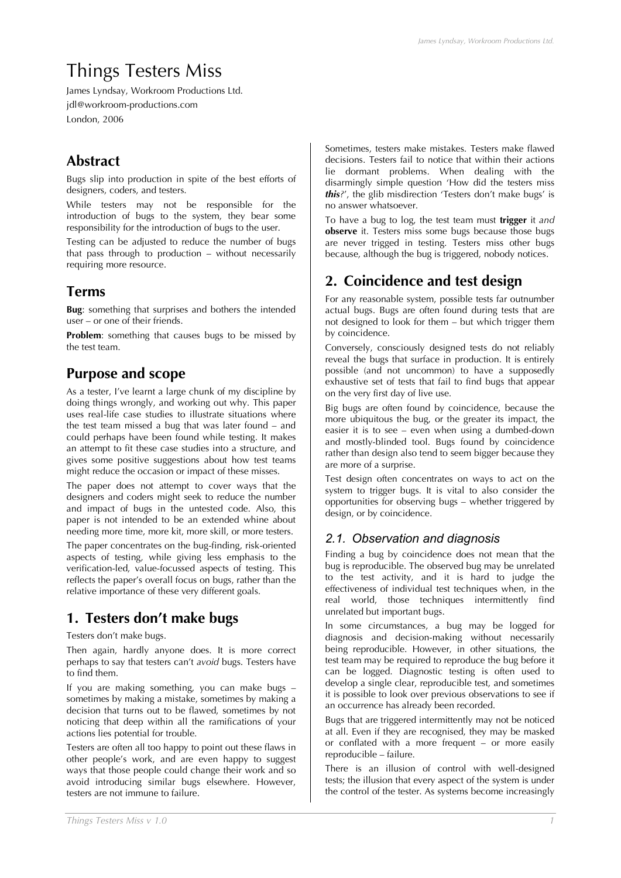# Things Testers Miss

James Lyndsay, Workroom Productions Ltd.
jdl@workroom-productions.com
London, 2006

## Abstract

Bugs slip into production in spite of the best efforts of designers, coders, and testers.

While testers may not be responsible for the introduction of bugs to the system, they bear some responsibility for the introduction of bugs to the user.

Testing can be adjusted to reduce the number of bugs that pass through to production – without necessarily requiring more resource.

## Terms

**Bug**: something that surprises and bothers the intended user – or one of their friends.

**Problem**: something that causes bugs to be missed by the test team.

## Purpose and scope

As a tester, I've learnt a large chunk of my discipline by doing things wrongly, and working out why. This paper uses real-life case studies to illustrate situations where the test team missed a bug that was later found – and could perhaps have been found while testing. It makes an attempt to fit these case studies into a structure, and gives some positive suggestions about how test teams might reduce the occasion or impact of these misses.

The paper does not attempt to cover ways that the designers and coders might seek to reduce the number and impact of bugs in the untested code. Also, this paper is not intended to be an extended whine about needing more time, more kit, more skill, or more testers.

The paper concentrates on the bug-finding, risk-oriented aspects of testing, while giving less emphasis to the verification-led, value-focussed aspects of testing. This reflects the paper's overall focus on bugs, rather than the relative importance of these very different goals.

## 1. Testers don't make bugs

Testers don't make bugs.

Then again, hardly anyone does. It is more correct perhaps to say that testers can't *avoid* bugs. Testers have to find them.

If you are making something, you can make bugs – sometimes by making a mistake, sometimes by making a decision that turns out to be flawed, sometimes by not noticing that deep within all the ramifications of your actions lies potential for trouble.

Testers are often all too happy to point out these flaws in other people's work, and are even happy to suggest ways that those people could change their work and so avoid introducing similar bugs elsewhere. However, testers are not immune to failure.

Sometimes, testers make mistakes. Testers make flawed decisions. Testers fail to notice that within their actions lie dormant problems. When dealing with the disarmingly simple question 'How did the testers miss ***this***?', the glib misdirection 'Testers don't make bugs' is no answer whatsoever.

To have a bug to log, the test team must **trigger** it *and* **observe** it. Testers miss some bugs because those bugs are never trigged in testing. Testers miss other bugs because, although the bug is triggered, nobody notices.

## 2. Coincidence and test design

For any reasonable system, possible tests far outnumber actual bugs. Bugs are often found during tests that are not designed to look for them – but which trigger them by coincidence.

Conversely, consciously designed tests do not reliably reveal the bugs that surface in production. It is entirely possible (and not uncommon) to have a supposedly exhaustive set of tests that fail to find bugs that appear on the very first day of live use.

Big bugs are often found by coincidence, because the more ubiquitous the bug, or the greater its impact, the easier it is to see – even when using a dumbed-down and mostly-blinded tool. Bugs found by coincidence rather than design also tend to seem bigger because they are more of a surprise.

Test design often concentrates on ways to act on the system to trigger bugs. It is vital to also consider the opportunities for observing bugs – whether triggered by design, or by coincidence.

### *2.1. Observation and diagnosis*

Finding a bug by coincidence does not mean that the bug is reproducible. The observed bug may be unrelated to the test activity, and it is hard to judge the effectiveness of individual test techniques when, in the real world, those techniques intermittently find unrelated but important bugs.

In some circumstances, a bug may be logged for diagnosis and decision-making without necessarily being reproducible. However, in other situations, the test team may be required to reproduce the bug before it can be logged. Diagnostic testing is often used to develop a single clear, reproducible test, and sometimes it is possible to look over previous observations to see if an occurrence has already been recorded.

Bugs that are triggered intermittently may not be noticed at all. Even if they are recognised, they may be masked or conflated with a more frequent – or more easily reproducible – failure.

There is an illusion of control with well-designed tests; the illusion that every aspect of the system is under the control of the tester. As systems become increasingly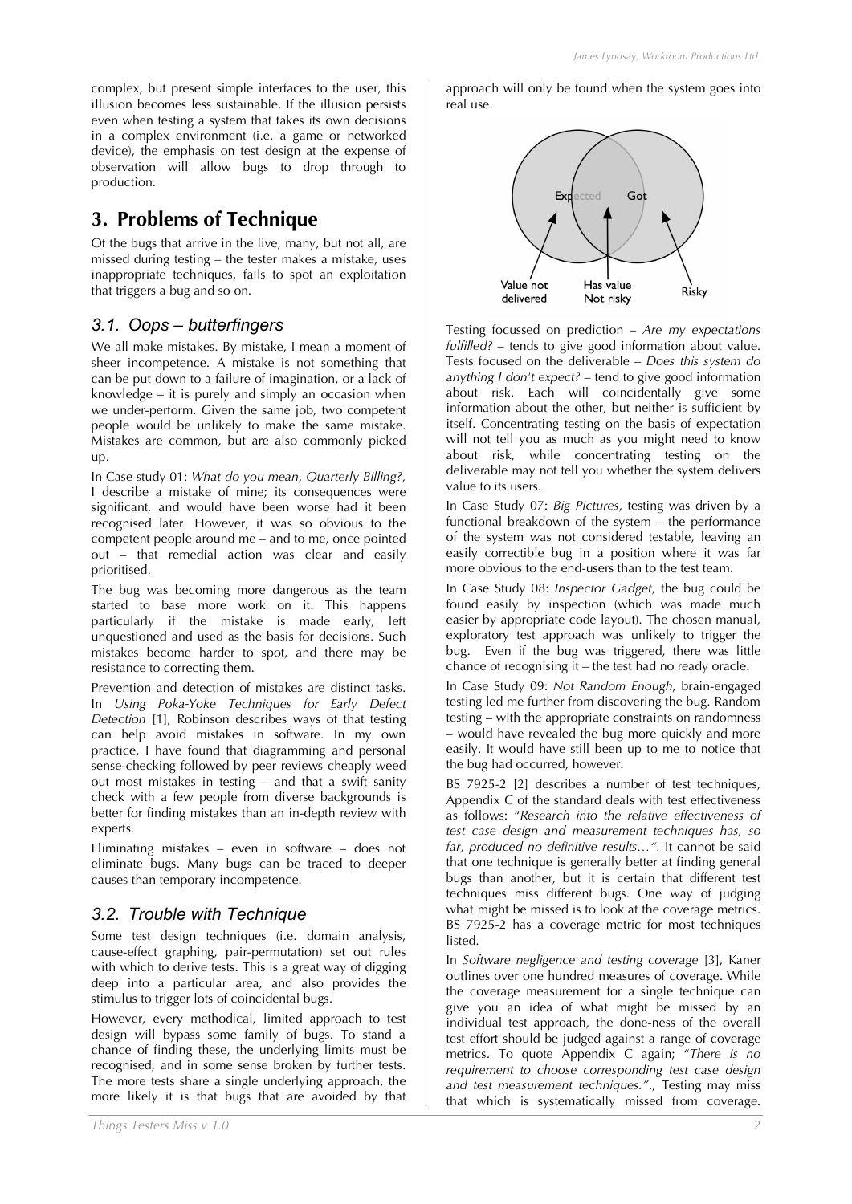complex, but present simple interfaces to the user, this illusion becomes less sustainable. If the illusion persists even when testing a system that takes its own decisions in a complex environment (i.e. a game or networked device), the emphasis on test design at the expense of observation will allow bugs to drop through to production.

## 3. Problems of Technique

Of the bugs that arrive in the live, many, but not all, are missed during testing – the tester makes a mistake, uses inappropriate techniques, fails to spot an exploitation that triggers a bug and so on.

### 3.1. Oops – butterfingers

We all make mistakes. By mistake, I mean a moment of sheer incompetence. A mistake is not something that can be put down to a failure of imagination, or a lack of knowledge – it is purely and simply an occasion when we under-perform. Given the same job, two competent people would be unlikely to make the same mistake. Mistakes are common, but are also commonly picked up.

In Case study 01: *What do you mean, Quarterly Billing?*, I describe a mistake of mine; its consequences were significant, and would have been worse had it been recognised later. However, it was so obvious to the competent people around me – and to me, once pointed out – that remedial action was clear and easily prioritised.

The bug was becoming more dangerous as the team started to base more work on it. This happens particularly if the mistake is made early, left unquestioned and used as the basis for decisions. Such mistakes become harder to spot, and there may be resistance to correcting them.

Prevention and detection of mistakes are distinct tasks. In *Using Poka-Yoke Techniques for Early Defect Detection* [1], Robinson describes ways of that testing can help avoid mistakes in software. In my own practice, I have found that diagramming and personal sense-checking followed by peer reviews cheaply weed out most mistakes in testing – and that a swift sanity check with a few people from diverse backgrounds is better for finding mistakes than an in-depth review with experts.

Eliminating mistakes – even in software – does not eliminate bugs. Many bugs can be traced to deeper causes than temporary incompetence.

### 3.2. Trouble with Technique

Some test design techniques (i.e. domain analysis, cause-effect graphing, pair-permutation) set out rules with which to derive tests. This is a great way of digging deep into a particular area, and also provides the stimulus to trigger lots of coincidental bugs.

However, every methodical, limited approach to test design will bypass some family of bugs. To stand a chance of finding these, the underlying limits must be recognised, and in some sense broken by further tests. The more tests share a single underlying approach, the more likely it is that bugs that are avoided by that approach will only be found when the system goes into real use.

Expected | Got

Value not delivered | Has value Not risky | Risky

Testing focussed on prediction – *Are my expectations fulfilled?* – tends to give good information about value. Tests focused on the deliverable – *Does this system do anything I don't expect?* – tend to give good information about risk. Each will coincidentally give some information about the other, but neither is sufficient by itself. Concentrating testing on the basis of expectation will not tell you as much as you might need to know about risk, while concentrating testing on the deliverable may not tell you whether the system delivers value to its users.

In Case Study 07: *Big Pictures*, testing was driven by a functional breakdown of the system – the performance of the system was not considered testable, leaving an easily correctible bug in a position where it was far more obvious to the end-users than to the test team.

In Case Study 08: *Inspector Gadget*, the bug could be found easily by inspection (which was made much easier by appropriate code layout). The chosen manual, exploratory test approach was unlikely to trigger the bug. Even if the bug was triggered, there was little chance of recognising it – the test had no ready oracle.

In Case Study 09: *Not Random Enough*, brain-engaged testing led me further from discovering the bug. Random testing – with the appropriate constraints on randomness – would have revealed the bug more quickly and more easily. It would have still been up to me to notice that the bug had occurred, however.

BS 7925-2 [2] describes a number of test techniques, Appendix C of the standard deals with test effectiveness as follows: "*Research into the relative effectiveness of test case design and measurement techniques has, so far, produced no definitive results…*". It cannot be said that one technique is generally better at finding general bugs than another, but it is certain that different test techniques miss different bugs. One way of judging what might be missed is to look at the coverage metrics. BS 7925-2 has a coverage metric for most techniques listed.

In *Software negligence and testing coverage* [3], Kaner outlines over one hundred measures of coverage. While the coverage measurement for a single technique can give you an idea of what might be missed by an individual test approach, the done-ness of the overall test effort should be judged against a range of coverage metrics. To quote Appendix C again; "*There is no requirement to choose corresponding test case design and test measurement techniques.*"., Testing may miss that which is systematically missed from coverage.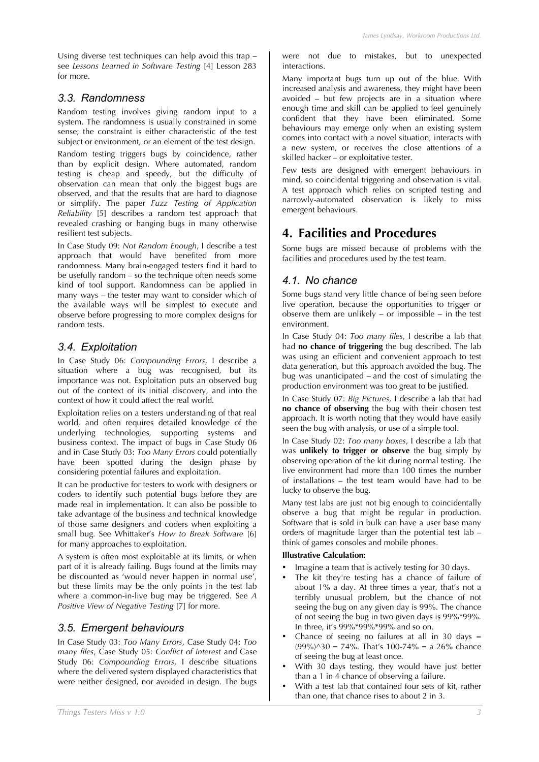Using diverse test techniques can help avoid this trap – see *Lessons Learned in Software Testing* [4] Lesson 283 for more.

### 3.3. Randomness

Random testing involves giving random input to a system. The randomness is usually constrained in some sense; the constraint is either characteristic of the test subject or environment, or an element of the test design.

Random testing triggers bugs by coincidence, rather than by explicit design. Where automated, random testing is cheap and speedy, but the difficulty of observation can mean that only the biggest bugs are observed, and that the results that are hard to diagnose or simplify. The paper *Fuzz Testing of Application Reliability* [5] describes a random test approach that revealed crashing or hanging bugs in many otherwise resilient test subjects.

In Case Study 09: *Not Random Enough*, I describe a test approach that would have benefited from more randomness. Many brain-engaged testers find it hard to be usefully random – so the technique often needs some kind of tool support. Randomness can be applied in many ways – the tester may want to consider which of the available ways will be simplest to execute and observe before progressing to more complex designs for random tests.

### 3.4. Exploitation

In Case Study 06: *Compounding Errors*, I describe a situation where a bug was recognised, but its importance was not. Exploitation puts an observed bug out of the context of its initial discovery, and into the context of how it could affect the real world.

Exploitation relies on a testers understanding of that real world, and often requires detailed knowledge of the underlying technologies, supporting systems and business context. The impact of bugs in Case Study 06 and in Case Study 03: *Too Many Errors* could potentially have been spotted during the design phase by considering potential failures and exploitation.

It can be productive for testers to work with designers or coders to identify such potential bugs before they are made real in implementation. It can also be possible to take advantage of the business and technical knowledge of those same designers and coders when exploiting a small bug. See Whittaker's *How to Break Software* [6] for many approaches to exploitation.

A system is often most exploitable at its limits, or when part of it is already failing. Bugs found at the limits may be discounted as 'would never happen in normal use', but these limits may be the only points in the test lab where a common-in-live bug may be triggered. See *A Positive View of Negative Testing* [7] for more.

### 3.5. Emergent behaviours

In Case Study 03: *Too Many Errors*, Case Study 04: *Too many files*, Case Study 05: *Conflict of interest* and Case Study 06: *Compounding Errors*, I describe situations where the delivered system displayed characteristics that were neither designed, nor avoided in design. The bugs were not due to mistakes, but to unexpected interactions.

Many important bugs turn up out of the blue. With increased analysis and awareness, they might have been avoided – but few projects are in a situation where enough time and skill can be applied to feel genuinely confident that they have been eliminated. Some behaviours may emerge only when an existing system comes into contact with a novel situation, interacts with a new system, or receives the close attentions of a skilled hacker – or exploitative tester.

Few tests are designed with emergent behaviours in mind, so coincidental triggering and observation is vital. A test approach which relies on scripted testing and narrowly-automated observation is likely to miss emergent behaviours.

## 4. Facilities and Procedures

Some bugs are missed because of problems with the facilities and procedures used by the test team.

### 4.1. No chance

Some bugs stand very little chance of being seen before live operation, because the opportunities to trigger or observe them are unlikely – or impossible – in the test environment.

In Case Study 04: *Too many files*, I describe a lab that had **no chance of triggering** the bug described. The lab was using an efficient and convenient approach to test data generation, but this approach avoided the bug. The bug was unanticipated – and the cost of simulating the production environment was too great to be justified.

In Case Study 07: *Big Pictures*, I describe a lab that had **no chance of observing** the bug with their chosen test approach. It is worth noting that they would have easily seen the bug with analysis, or use of a simple tool.

In Case Study 02: *Too many boxes*, I describe a lab that was **unlikely to trigger or observe** the bug simply by observing operation of the kit during normal testing. The live environment had more than 100 times the number of installations – the test team would have had to be lucky to observe the bug.

Many test labs are just not big enough to coincidentally observe a bug that might be regular in production. Software that is sold in bulk can have a user base many orders of magnitude larger than the potential test lab – think of games consoles and mobile phones.

**Illustrative Calculation:**

- Imagine a team that is actively testing for 30 days.
- The kit they're testing has a chance of failure of about 1% a day. At three times a year, that's not a terribly unusual problem, but the chance of not seeing the bug on any given day is 99%. The chance of not seeing the bug in two given days is 99%*99%. In three, it's 99%*99%*99% and so on.
- Chance of seeing no failures at all in 30 days = (99%)^30 = 74%. That's 100-74% = a 26% chance of seeing the bug at least once.
- With 30 days testing, they would have just better than a 1 in 4 chance of observing a failure.
- With a test lab that contained four sets of kit, rather than one, that chance rises to about 2 in 3.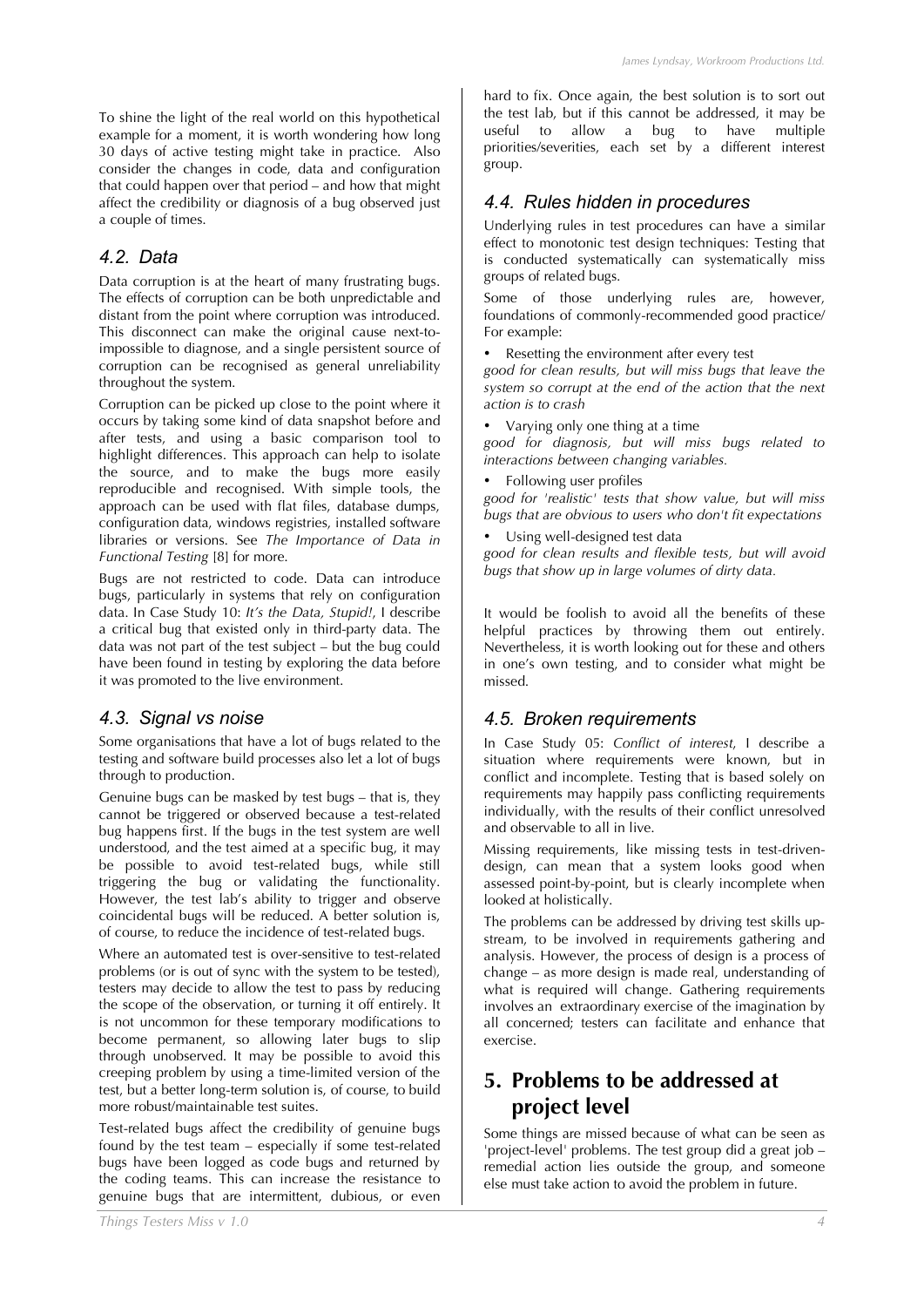To shine the light of the real world on this hypothetical example for a moment, it is worth wondering how long 30 days of active testing might take in practice. Also consider the changes in code, data and configuration that could happen over that period – and how that might affect the credibility or diagnosis of a bug observed just a couple of times.

## 4.2. Data

Data corruption is at the heart of many frustrating bugs. The effects of corruption can be both unpredictable and distant from the point where corruption was introduced. This disconnect can make the original cause next-to-impossible to diagnose, and a single persistent source of corruption can be recognised as general unreliability throughout the system.

Corruption can be picked up close to the point where it occurs by taking some kind of data snapshot before and after tests, and using a basic comparison tool to highlight differences. This approach can help to isolate the source, and to make the bugs more easily reproducible and recognised. With simple tools, the approach can be used with flat files, database dumps, configuration data, windows registries, installed software libraries or versions. See *The Importance of Data in Functional Testing* [8] for more.

Bugs are not restricted to code. Data can introduce bugs, particularly in systems that rely on configuration data. In Case Study 10: *It's the Data, Stupid!*, I describe a critical bug that existed only in third-party data. The data was not part of the test subject – but the bug could have been found in testing by exploring the data before it was promoted to the live environment.

## 4.3. Signal vs noise

Some organisations that have a lot of bugs related to the testing and software build processes also let a lot of bugs through to production.

Genuine bugs can be masked by test bugs – that is, they cannot be triggered or observed because a test-related bug happens first. If the bugs in the test system are well understood, and the test aimed at a specific bug, it may be possible to avoid test-related bugs, while still triggering the bug or validating the functionality. However, the test lab's ability to trigger and observe coincidental bugs will be reduced. A better solution is, of course, to reduce the incidence of test-related bugs.

Where an automated test is over-sensitive to test-related problems (or is out of sync with the system to be tested), testers may decide to allow the test to pass by reducing the scope of the observation, or turning it off entirely. It is not uncommon for these temporary modifications to become permanent, so allowing later bugs to slip through unobserved. It may be possible to avoid this creeping problem by using a time-limited version of the test, but a better long-term solution is, of course, to build more robust/maintainable test suites.

Test-related bugs affect the credibility of genuine bugs found by the test team – especially if some test-related bugs have been logged as code bugs and returned by the coding teams. This can increase the resistance to genuine bugs that are intermittent, dubious, or even hard to fix. Once again, the best solution is to sort out the test lab, but if this cannot be addressed, it may be useful to allow a bug to have multiple priorities/severities, each set by a different interest group.

## 4.4. Rules hidden in procedures

Underlying rules in test procedures can have a similar effect to monotonic test design techniques: Testing that is conducted systematically can systematically miss groups of related bugs.

Some of those underlying rules are, however, foundations of commonly-recommended good practice/ For example:

- Resetting the environment after every test

*good for clean results, but will miss bugs that leave the system so corrupt at the end of the action that the next action is to crash*

- Varying only one thing at a time

*good for diagnosis, but will miss bugs related to interactions between changing variables.*

- Following user profiles

*good for 'realistic' tests that show value, but will miss bugs that are obvious to users who don't fit expectations*

- Using well-designed test data

*good for clean results and flexible tests, but will avoid bugs that show up in large volumes of dirty data.*

It would be foolish to avoid all the benefits of these helpful practices by throwing them out entirely. Nevertheless, it is worth looking out for these and others in one's own testing, and to consider what might be missed.

## 4.5. Broken requirements

In Case Study 05: *Conflict of interest*, I describe a situation where requirements were known, but in conflict and incomplete. Testing that is based solely on requirements may happily pass conflicting requirements individually, with the results of their conflict unresolved and observable to all in live.

Missing requirements, like missing tests in test-driven-design, can mean that a system looks good when assessed point-by-point, but is clearly incomplete when looked at holistically.

The problems can be addressed by driving test skills up-stream, to be involved in requirements gathering and analysis. However, the process of design is a process of change – as more design is made real, understanding of what is required will change. Gathering requirements involves an extraordinary exercise of the imagination by all concerned; testers can facilitate and enhance that exercise.

# 5. Problems to be addressed at project level

Some things are missed because of what can be seen as 'project-level' problems. The test group did a great job – remedial action lies outside the group, and someone else must take action to avoid the problem in future.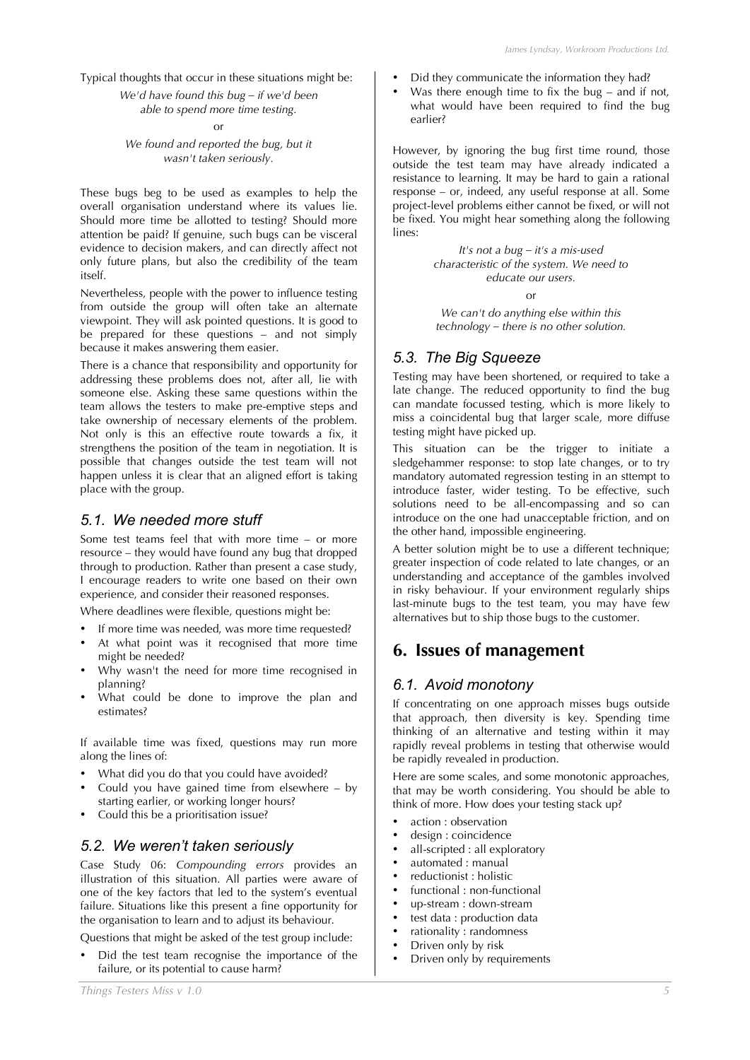Typical thoughts that occur in these situations might be:

*We'd have found this bug – if we'd been able to spend more time testing.*

or

*We found and reported the bug, but it wasn't taken seriously.*

These bugs beg to be used as examples to help the overall organisation understand where its values lie. Should more time be allotted to testing? Should more attention be paid? If genuine, such bugs can be visceral evidence to decision makers, and can directly affect not only future plans, but also the credibility of the team itself.

Nevertheless, people with the power to influence testing from outside the group will often take an alternate viewpoint. They will ask pointed questions. It is good to be prepared for these questions – and not simply because it makes answering them easier.

There is a chance that responsibility and opportunity for addressing these problems does not, after all, lie with someone else. Asking these same questions within the team allows the testers to make pre-emptive steps and take ownership of necessary elements of the problem. Not only is this an effective route towards a fix, it strengthens the position of the team in negotiation. It is possible that changes outside the test team will not happen unless it is clear that an aligned effort is taking place with the group.

### 5.1. We needed more stuff

Some test teams feel that with more time – or more resource – they would have found any bug that dropped through to production. Rather than present a case study, I encourage readers to write one based on their own experience, and consider their reasoned responses.

Where deadlines were flexible, questions might be:

- If more time was needed, was more time requested?
- At what point was it recognised that more time might be needed?
- Why wasn't the need for more time recognised in planning?
- What could be done to improve the plan and estimates?

If available time was fixed, questions may run more along the lines of:

- What did you do that you could have avoided?
- Could you have gained time from elsewhere – by starting earlier, or working longer hours?
- Could this be a prioritisation issue?

### 5.2. We weren't taken seriously

Case Study 06: *Compounding errors* provides an illustration of this situation. All parties were aware of one of the key factors that led to the system's eventual failure. Situations like this present a fine opportunity for the organisation to learn and to adjust its behaviour.

Questions that might be asked of the test group include:

- Did the test team recognise the importance of the failure, or its potential to cause harm?
- Did they communicate the information they had?
- Was there enough time to fix the bug – and if not, what would have been required to find the bug earlier?

However, by ignoring the bug first time round, those outside the test team may have already indicated a resistance to learning. It may be hard to gain a rational response – or, indeed, any useful response at all. Some project-level problems either cannot be fixed, or will not be fixed. You might hear something along the following lines:

*It's not a bug – it's a mis-used characteristic of the system. We need to educate our users.*

or

*We can't do anything else within this technology – there is no other solution.*

### 5.3. The Big Squeeze

Testing may have been shortened, or required to take a late change. The reduced opportunity to find the bug can mandate focussed testing, which is more likely to miss a coincidental bug that larger scale, more diffuse testing might have picked up.

This situation can be the trigger to initiate a sledgehammer response: to stop late changes, or to try mandatory automated regression testing in an sttempt to introduce faster, wider testing. To be effective, such solutions need to be all-encompassing and so can introduce on the one had unacceptable friction, and on the other hand, impossible engineering.

A better solution might be to use a different technique; greater inspection of code related to late changes, or an understanding and acceptance of the gambles involved in risky behaviour. If your environment regularly ships last-minute bugs to the test team, you may have few alternatives but to ship those bugs to the customer.

## 6. Issues of management

### 6.1. Avoid monotony

If concentrating on one approach misses bugs outside that approach, then diversity is key. Spending time thinking of an alternative and testing within it may rapidly reveal problems in testing that otherwise would be rapidly revealed in production.

Here are some scales, and some monotonic approaches, that may be worth considering. You should be able to think of more. How does your testing stack up?

- action : observation
- design : coincidence
- all-scripted : all exploratory
- automated : manual
- reductionist : holistic
- functional : non-functional
- up-stream : down-stream
- test data : production data
- rationality : randomness
- Driven only by risk
- Driven only by requirements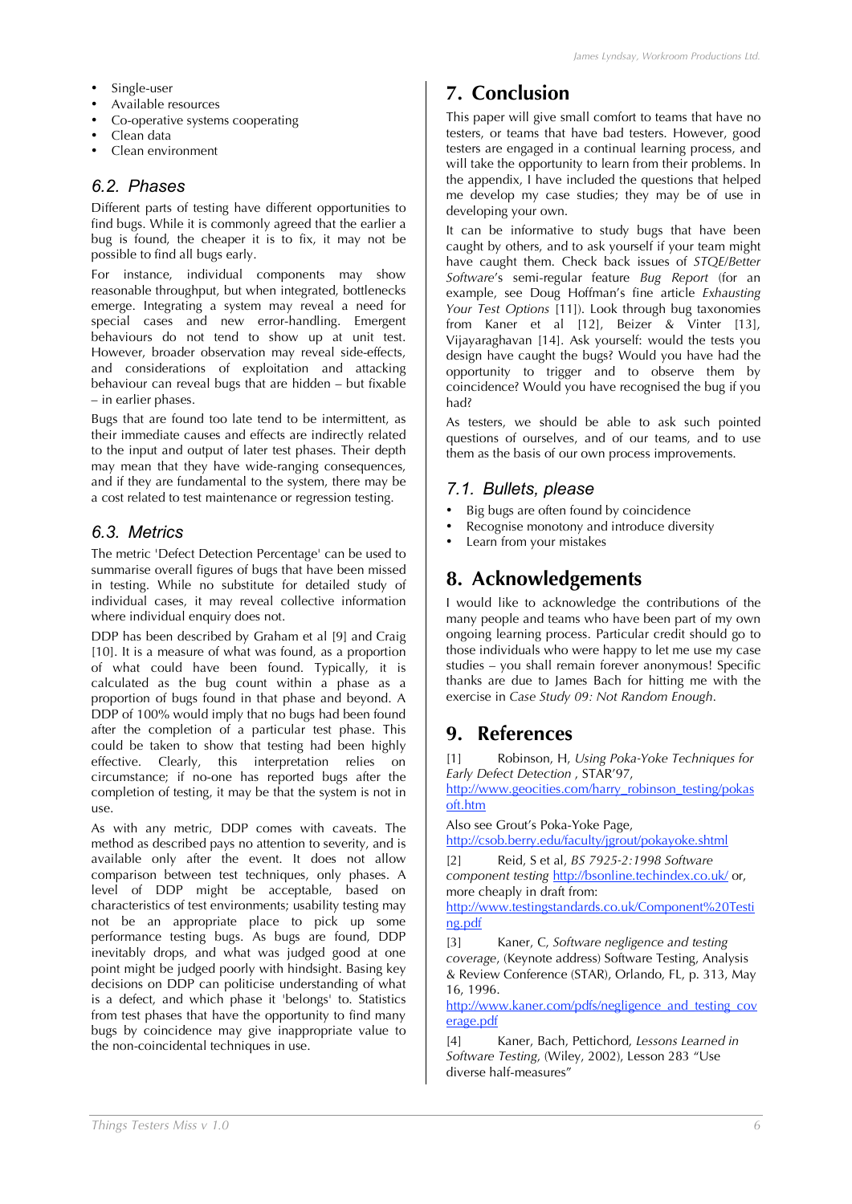- Single-user
- Available resources
- Co-operative systems cooperating
- Clean data
- Clean environment

### 6.2. Phases

Different parts of testing have different opportunities to find bugs. While it is commonly agreed that the earlier a bug is found, the cheaper it is to fix, it may not be possible to find all bugs early.

For instance, individual components may show reasonable throughput, but when integrated, bottlenecks emerge. Integrating a system may reveal a need for special cases and new error-handling. Emergent behaviours do not tend to show up at unit test. However, broader observation may reveal side-effects, and considerations of exploitation and attacking behaviour can reveal bugs that are hidden – but fixable – in earlier phases.

Bugs that are found too late tend to be intermittent, as their immediate causes and effects are indirectly related to the input and output of later test phases. Their depth may mean that they have wide-ranging consequences, and if they are fundamental to the system, there may be a cost related to test maintenance or regression testing.

### 6.3. Metrics

The metric 'Defect Detection Percentage' can be used to summarise overall figures of bugs that have been missed in testing. While no substitute for detailed study of individual cases, it may reveal collective information where individual enquiry does not.

DDP has been described by Graham et al [9] and Craig [10]. It is a measure of what was found, as a proportion of what could have been found. Typically, it is calculated as the bug count within a phase as a proportion of bugs found in that phase and beyond. A DDP of 100% would imply that no bugs had been found after the completion of a particular test phase. This could be taken to show that testing had been highly effective. Clearly, this interpretation relies on circumstance; if no-one has reported bugs after the completion of testing, it may be that the system is not in use.

As with any metric, DDP comes with caveats. The method as described pays no attention to severity, and is available only after the event. It does not allow comparison between test techniques, only phases. A level of DDP might be acceptable, based on characteristics of test environments; usability testing may not be an appropriate place to pick up some performance testing bugs. As bugs are found, DDP inevitably drops, and what was judged good at one point might be judged poorly with hindsight. Basing key decisions on DDP can politicise understanding of what is a defect, and which phase it 'belongs' to. Statistics from test phases that have the opportunity to find many bugs by coincidence may give inappropriate value to the non-coincidental techniques in use.

## 7. Conclusion

This paper will give small comfort to teams that have no testers, or teams that have bad testers. However, good testers are engaged in a continual learning process, and will take the opportunity to learn from their problems. In the appendix, I have included the questions that helped me develop my case studies; they may be of use in developing your own.

It can be informative to study bugs that have been caught by others, and to ask yourself if your team might have caught them. Check back issues of *STQE/Better Software*'s semi-regular feature *Bug Report* (for an example, see Doug Hoffman's fine article *Exhausting Your Test Options* [11]). Look through bug taxonomies from Kaner et al [12], Beizer & Vinter [13], Vijayaraghavan [14]. Ask yourself: would the tests you design have caught the bugs? Would you have had the opportunity to trigger and to observe them by coincidence? Would you have recognised the bug if you had?

As testers, we should be able to ask such pointed questions of ourselves, and of our teams, and to use them as the basis of our own process improvements.

### 7.1. Bullets, please

- Big bugs are often found by coincidence
- Recognise monotony and introduce diversity
- Learn from your mistakes

## 8. Acknowledgements

I would like to acknowledge the contributions of the many people and teams who have been part of my own ongoing learning process. Particular credit should go to those individuals who were happy to let me use my case studies – you shall remain forever anonymous! Specific thanks are due to James Bach for hitting me with the exercise in *Case Study 09: Not Random Enough.*

## 9. References

[1] Robinson, H, *Using Poka-Yoke Techniques for Early Defect Detection* , STAR'97, http://www.geocities.com/harry_robinson_testing/pokasoft.htm

Also see Grout's Poka-Yoke Page, http://csob.berry.edu/faculty/jgrout/pokayoke.shtml

[2] Reid, S et al, *BS 7925-2:1998 Software component testing* http://bsonline.techindex.co.uk/ or, more cheaply in draft from: http://www.testingstandards.co.uk/Component%20Testing.pdf

[3] Kaner, C, *Software negligence and testing coverage*, (Keynote address) Software Testing, Analysis & Review Conference (STAR), Orlando, FL, p. 313, May 16, 1996. http://www.kaner.com/pdfs/negligence_and_testing_coverage.pdf

[4] Kaner, Bach, Pettichord, *Lessons Learned in Software Testing*, (Wiley, 2002), Lesson 283 "Use diverse half-measures"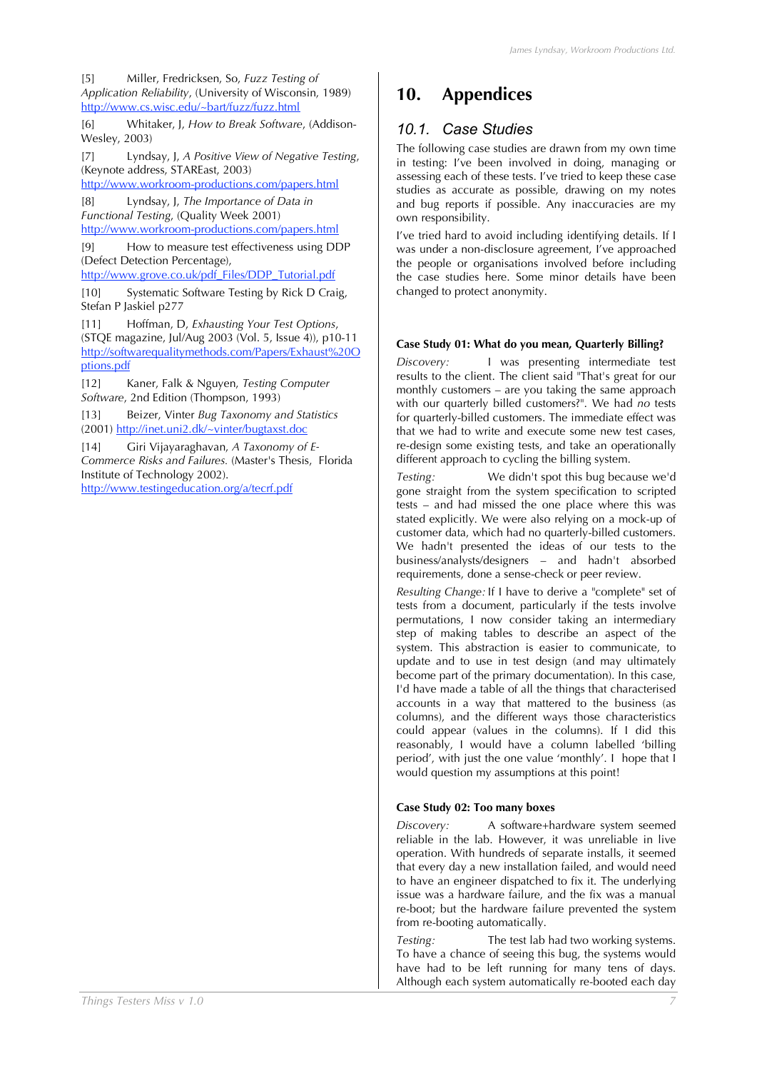[5] Miller, Fredricksen, So, *Fuzz Testing of Application Reliability*, (University of Wisconsin, 1989) http://www.cs.wisc.edu/~bart/fuzz/fuzz.html

[6] Whitaker, J, *How to Break Software*, (Addison-Wesley, 2003)

[7] Lyndsay, J, *A Positive View of Negative Testing*, (Keynote address, STAREast, 2003) http://www.workroom-productions.com/papers.html

[8] Lyndsay, J, *The Importance of Data in Functional Testing*, (Quality Week 2001) http://www.workroom-productions.com/papers.html

[9] How to measure test effectiveness using DDP (Defect Detection Percentage), http://www.grove.co.uk/pdf_Files/DDP_Tutorial.pdf

[10] Systematic Software Testing by Rick D Craig, Stefan P Jaskiel p277

[11] Hoffman, D, *Exhausting Your Test Options*, (STQE magazine, Jul/Aug 2003 (Vol. 5, Issue 4)), p10-11 http://softwarequalitymethods.com/Papers/Exhaust%20Options.pdf

[12] Kaner, Falk & Nguyen, *Testing Computer Software*, 2nd Edition (Thompson, 1993)

[13] Beizer, Vinter *Bug Taxonomy and Statistics* (2001) http://inet.uni2.dk/~vinter/bugtaxst.doc

[14] Giri Vijayaraghavan, *A Taxonomy of E-Commerce Risks and Failures.* (Master's Thesis, Florida Institute of Technology 2002). http://www.testingeducation.org/a/tecrf.pdf

# 10. Appendices

## 10.1. Case Studies

The following case studies are drawn from my own time in testing: I've been involved in doing, managing or assessing each of these tests. I've tried to keep these case studies as accurate as possible, drawing on my notes and bug reports if possible. Any inaccuracies are my own responsibility.

I've tried hard to avoid including identifying details. If I was under a non-disclosure agreement, I've approached the people or organisations involved before including the case studies here. Some minor details have been changed to protect anonymity.

### Case Study 01: What do you mean, Quarterly Billing?

*Discovery:* I was presenting intermediate test results to the client. The client said "That's great for our monthly customers – are you taking the same approach with our quarterly billed customers?". We had *no* tests for quarterly-billed customers. The immediate effect was that we had to write and execute some new test cases, re-design some existing tests, and take an operationally different approach to cycling the billing system.

*Testing:* We didn't spot this bug because we'd gone straight from the system specification to scripted tests – and had missed the one place where this was stated explicitly. We were also relying on a mock-up of customer data, which had no quarterly-billed customers. We hadn't presented the ideas of our tests to the business/analysts/designers – and hadn't absorbed requirements, done a sense-check or peer review.

*Resulting Change:* If I have to derive a "complete" set of tests from a document, particularly if the tests involve permutations, I now consider taking an intermediary step of making tables to describe an aspect of the system. This abstraction is easier to communicate, to update and to use in test design (and may ultimately become part of the primary documentation). In this case, I'd have made a table of all the things that characterised accounts in a way that mattered to the business (as columns), and the different ways those characteristics could appear (values in the columns). If I did this reasonably, I would have a column labelled 'billing period', with just the one value 'monthly'. I hope that I would question my assumptions at this point!

### Case Study 02: Too many boxes

*Discovery:* A software+hardware system seemed reliable in the lab. However, it was unreliable in live operation. With hundreds of separate installs, it seemed that every day a new installation failed, and would need to have an engineer dispatched to fix it. The underlying issue was a hardware failure, and the fix was a manual re-boot; but the hardware failure prevented the system from re-booting automatically.

*Testing:* The test lab had two working systems. To have a chance of seeing this bug, the systems would have had to be left running for many tens of days. Although each system automatically re-booted each day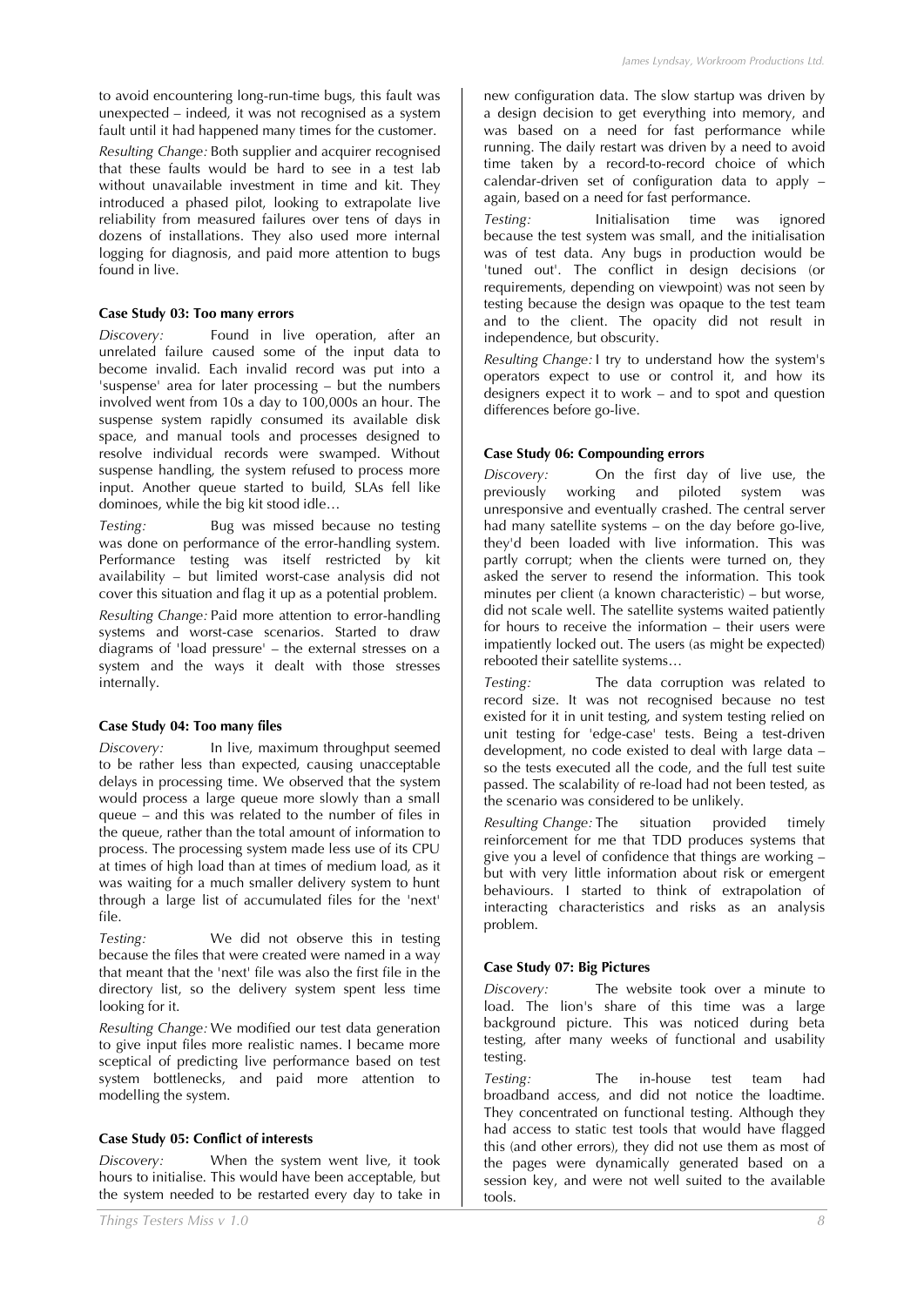to avoid encountering long-run-time bugs, this fault was unexpected – indeed, it was not recognised as a system fault until it had happened many times for the customer.

*Resulting Change:* Both supplier and acquirer recognised that these faults would be hard to see in a test lab without unavailable investment in time and kit. They introduced a phased pilot, looking to extrapolate live reliability from measured failures over tens of days in dozens of installations. They also used more internal logging for diagnosis, and paid more attention to bugs found in live.

**Case Study 03: Too many errors**

*Discovery:* Found in live operation, after an unrelated failure caused some of the input data to become invalid. Each invalid record was put into a 'suspense' area for later processing – but the numbers involved went from 10s a day to 100,000s an hour. The suspense system rapidly consumed its available disk space, and manual tools and processes designed to resolve individual records were swamped. Without suspense handling, the system refused to process more input. Another queue started to build, SLAs fell like dominoes, while the big kit stood idle…

*Testing:* Bug was missed because no testing was done on performance of the error-handling system. Performance testing was itself restricted by kit availability – but limited worst-case analysis did not cover this situation and flag it up as a potential problem.

*Resulting Change:* Paid more attention to error-handling systems and worst-case scenarios. Started to draw diagrams of 'load pressure' – the external stresses on a system and the ways it dealt with those stresses internally.

**Case Study 04: Too many files**

*Discovery:* In live, maximum throughput seemed to be rather less than expected, causing unacceptable delays in processing time. We observed that the system would process a large queue more slowly than a small queue – and this was related to the number of files in the queue, rather than the total amount of information to process. The processing system made less use of its CPU at times of high load than at times of medium load, as it was waiting for a much smaller delivery system to hunt through a large list of accumulated files for the 'next' file.

*Testing:* We did not observe this in testing because the files that were created were named in a way that meant that the 'next' file was also the first file in the directory list, so the delivery system spent less time looking for it.

*Resulting Change:* We modified our test data generation to give input files more realistic names. I became more sceptical of predicting live performance based on test system bottlenecks, and paid more attention to modelling the system.

**Case Study 05: Conflict of interests**

*Discovery:* When the system went live, it took hours to initialise. This would have been acceptable, but the system needed to be restarted every day to take in new configuration data. The slow startup was driven by a design decision to get everything into memory, and was based on a need for fast performance while running. The daily restart was driven by a need to avoid time taken by a record-to-record choice of which calendar-driven set of configuration data to apply – again, based on a need for fast performance.

*Testing:* Initialisation time was ignored because the test system was small, and the initialisation was of test data. Any bugs in production would be 'tuned out'. The conflict in design decisions (or requirements, depending on viewpoint) was not seen by testing because the design was opaque to the test team and to the client. The opacity did not result in independence, but obscurity.

*Resulting Change:* I try to understand how the system's operators expect to use or control it, and how its designers expect it to work – and to spot and question differences before go-live.

**Case Study 06: Compounding errors**

*Discovery:* On the first day of live use, the previously working and piloted system was unresponsive and eventually crashed. The central server had many satellite systems – on the day before go-live, they'd been loaded with live information. This was partly corrupt; when the clients were turned on, they asked the server to resend the information. This took minutes per client (a known characteristic) – but worse, did not scale well. The satellite systems waited patiently for hours to receive the information – their users were impatiently locked out. The users (as might be expected) rebooted their satellite systems…

*Testing:* The data corruption was related to record size. It was not recognised because no test existed for it in unit testing, and system testing relied on unit testing for 'edge-case' tests. Being a test-driven development, no code existed to deal with large data – so the tests executed all the code, and the full test suite passed. The scalability of re-load had not been tested, as the scenario was considered to be unlikely.

*Resulting Change:* The situation provided timely reinforcement for me that TDD produces systems that give you a level of confidence that things are working – but with very little information about risk or emergent behaviours. I started to think of extrapolation of interacting characteristics and risks as an analysis problem.

**Case Study 07: Big Pictures**

*Discovery:* The website took over a minute to load. The lion's share of this time was a large background picture. This was noticed during beta testing, after many weeks of functional and usability testing.

*Testing:* The in-house test team had broadband access, and did not notice the loadtime. They concentrated on functional testing. Although they had access to static test tools that would have flagged this (and other errors), they did not use them as most of the pages were dynamically generated based on a session key, and were not well suited to the available tools.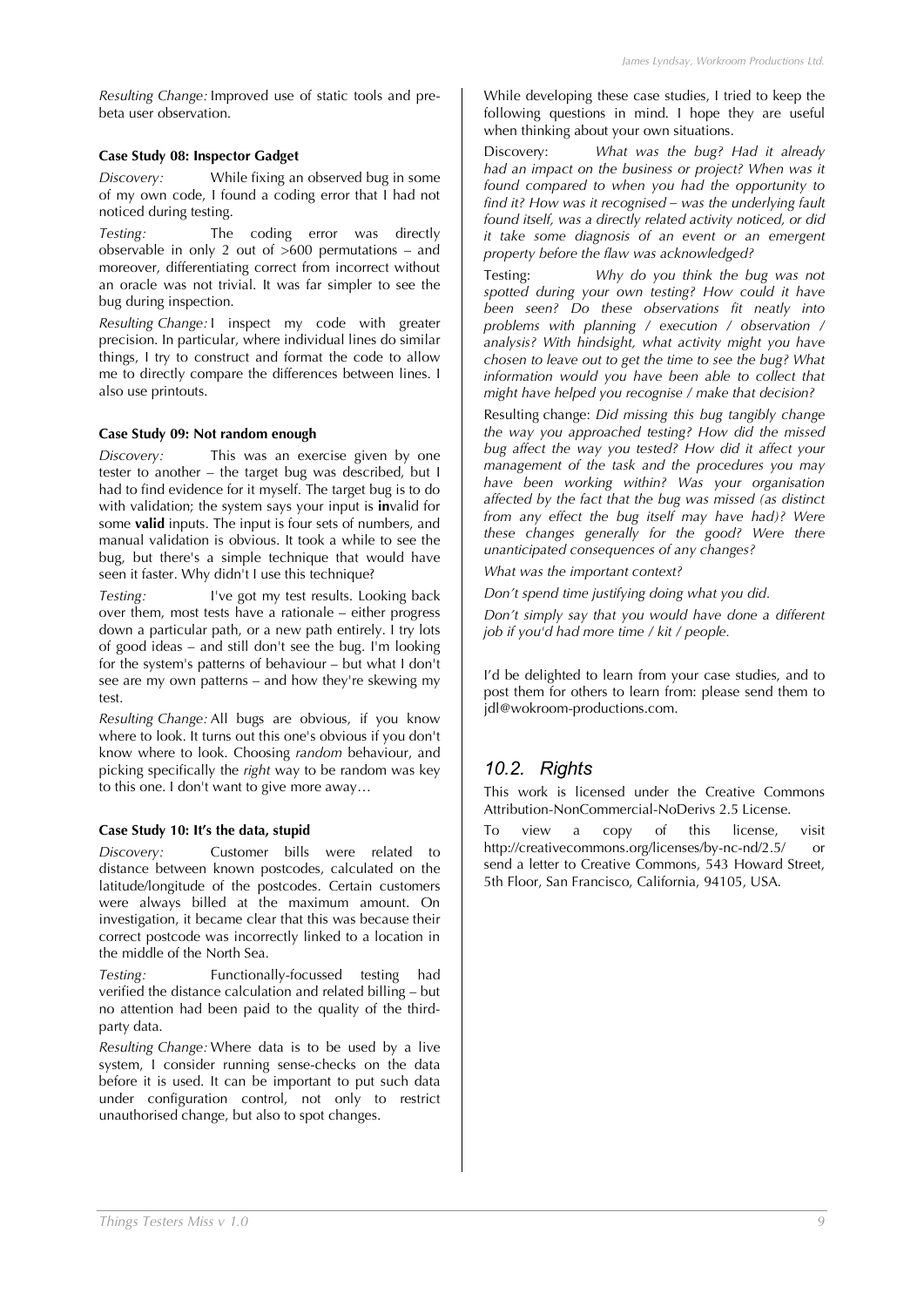*Resulting Change:* Improved use of static tools and pre-beta user observation.

**Case Study 08: Inspector Gadget**

*Discovery:* While fixing an observed bug in some of my own code, I found a coding error that I had not noticed during testing.

*Testing:* The coding error was directly observable in only 2 out of >600 permutations – and moreover, differentiating correct from incorrect without an oracle was not trivial. It was far simpler to see the bug during inspection.

*Resulting Change:* I inspect my code with greater precision. In particular, where individual lines do similar things, I try to construct and format the code to allow me to directly compare the differences between lines. I also use printouts.

**Case Study 09: Not random enough**

*Discovery:* This was an exercise given by one tester to another – the target bug was described, but I had to find evidence for it myself. The target bug is to do with validation; the system says your input is **in**valid for some **valid** inputs. The input is four sets of numbers, and manual validation is obvious. It took a while to see the bug, but there's a simple technique that would have seen it faster. Why didn't I use this technique?

*Testing:* I've got my test results. Looking back over them, most tests have a rationale – either progress down a particular path, or a new path entirely. I try lots of good ideas – and still don't see the bug. I'm looking for the system's patterns of behaviour – but what I don't see are my own patterns – and how they're skewing my test.

*Resulting Change:* All bugs are obvious, if you know where to look. It turns out this one's obvious if you don't know where to look. Choosing *random* behaviour, and picking specifically the *right* way to be random was key to this one. I don't want to give more away…

**Case Study 10: It's the data, stupid**

*Discovery:* Customer bills were related to distance between known postcodes, calculated on the latitude/longitude of the postcodes. Certain customers were always billed at the maximum amount. On investigation, it became clear that this was because their correct postcode was incorrectly linked to a location in the middle of the North Sea.

*Testing:* Functionally-focussed testing had verified the distance calculation and related billing – but no attention had been paid to the quality of the third-party data.

*Resulting Change:* Where data is to be used by a live system, I consider running sense-checks on the data before it is used. It can be important to put such data under configuration control, not only to restrict unauthorised change, but also to spot changes.

While developing these case studies, I tried to keep the following questions in mind. I hope they are useful when thinking about your own situations.

Discovery: *What was the bug? Had it already had an impact on the business or project? When was it found compared to when you had the opportunity to find it? How was it recognised – was the underlying fault found itself, was a directly related activity noticed, or did it take some diagnosis of an event or an emergent property before the flaw was acknowledged?*

Testing: *Why do you think the bug was not spotted during your own testing? How could it have been seen? Do these observations fit neatly into problems with planning / execution / observation / analysis? With hindsight, what activity might you have chosen to leave out to get the time to see the bug? What information would you have been able to collect that might have helped you recognise / make that decision?*

Resulting change: *Did missing this bug tangibly change the way you approached testing? How did the missed bug affect the way you tested? How did it affect your management of the task and the procedures you may have been working within? Was your organisation affected by the fact that the bug was missed (as distinct from any effect the bug itself may have had)? Were these changes generally for the good? Were there unanticipated consequences of any changes?*

*What was the important context?*

*Don't spend time justifying doing what you did.*

*Don't simply say that you would have done a different job if you'd had more time / kit / people.*

I'd be delighted to learn from your case studies, and to post them for others to learn from: please send them to jdl@wokroom-productions.com.

## 10.2. Rights

This work is licensed under the Creative Commons Attribution-NonCommercial-NoDerivs 2.5 License.

To view a copy of this license, visit http://creativecommons.org/licenses/by-nc-nd/2.5/ or send a letter to Creative Commons, 543 Howard Street, 5th Floor, San Francisco, California, 94105, USA.